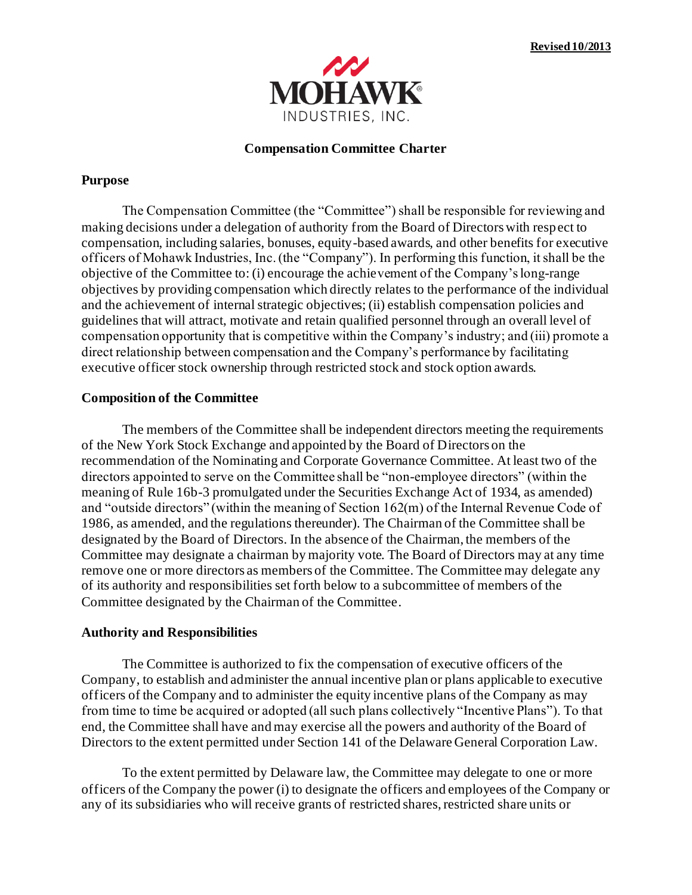**Revised 10/2013**

MOHAWK INDUSTRIES, INC.

## Compensation Committee Charter

### Purpose

The Compensation Committee (the "Committee") shall be responsible for reviewing and making decisions under a delegation of authority from the Board of Directors with respect to compensation, including salaries, bonuses, equity-based awards, and other benefits for executive officers of Mohawk Industries, Inc. (the "Company"). In performing this function, it shall be the objective of the Committee to: (i) encourage the achievement of the Company's long-range objectives by providing compensation which directly relates to the performance of the individual and the achievement of internal strategic objectives; (ii) establish compensation policies and guidelines that will attract, motivate and retain qualified personnel through an overall level of compensation opportunity that is competitive within the Company's industry; and (iii) promote a direct relationship between compensation and the Company's performance by facilitating executive officer stock ownership through restricted stock and stock option awards.

### Composition of the Committee

The members of the Committee shall be independent directors meeting the requirements of the New York Stock Exchange and appointed by the Board of Directors on the recommendation of the Nominating and Corporate Governance Committee. At least two of the directors appointed to serve on the Committee shall be "non-employee directors" (within the meaning of Rule 16b-3 promulgated under the Securities Exchange Act of 1934, as amended) and "outside directors" (within the meaning of Section 162(m) of the Internal Revenue Code of 1986, as amended, and the regulations thereunder). The Chairman of the Committee shall be designated by the Board of Directors. In the absence of the Chairman, the members of the Committee may designate a chairman by majority vote. The Board of Directors may at any time remove one or more directors as members of the Committee. The Committee may delegate any of its authority and responsibilities set forth below to a subcommittee of members of the Committee designated by the Chairman of the Committee.

### Authority and Responsibilities

The Committee is authorized to fix the compensation of executive officers of the Company, to establish and administer the annual incentive plan or plans applicable to executive officers of the Company and to administer the equity incentive plans of the Company as may from time to time be acquired or adopted (all such plans collectively "Incentive Plans"). To that end, the Committee shall have and may exercise all the powers and authority of the Board of Directors to the extent permitted under Section 141 of the Delaware General Corporation Law.

To the extent permitted by Delaware law, the Committee may delegate to one or more officers of the Company the power (i) to designate the officers and employees of the Company or any of its subsidiaries who will receive grants of restricted shares, restricted share units or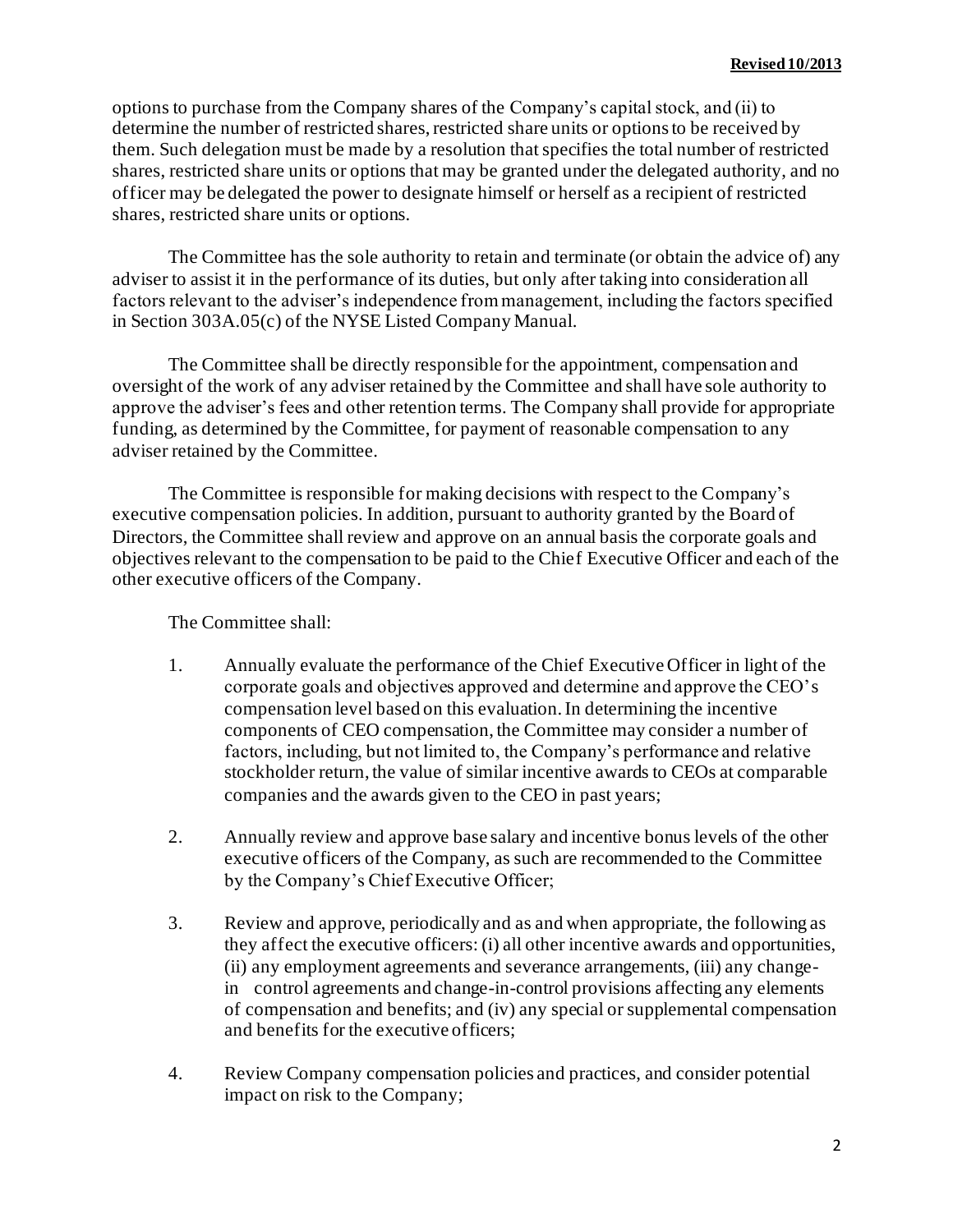options to purchase from the Company shares of the Company's capital stock, and (ii) to determine the number of restricted shares, restricted share units or options to be received by them. Such delegation must be made by a resolution that specifies the total number of restricted shares, restricted share units or options that may be granted under the delegated authority, and no officer may be delegated the power to designate himself or herself as a recipient of restricted shares, restricted share units or options.

The Committee has the sole authority to retain and terminate (or obtain the advice of) any adviser to assist it in the performance of its duties, but only after taking into consideration all factors relevant to the adviser's independence from management, including the factors specified in Section 303A.05(c) of the NYSE Listed Company Manual.

The Committee shall be directly responsible for the appointment, compensation and oversight of the work of any adviser retained by the Committee and shall have sole authority to approve the adviser's fees and other retention terms. The Company shall provide for appropriate funding, as determined by the Committee, for payment of reasonable compensation to any adviser retained by the Committee.

The Committee is responsible for making decisions with respect to the Company's executive compensation policies. In addition, pursuant to authority granted by the Board of Directors, the Committee shall review and approve on an annual basis the corporate goals and objectives relevant to the compensation to be paid to the Chief Executive Officer and each of the other executive officers of the Company.

The Committee shall:

1. Annually evaluate the performance of the Chief Executive Officer in light of the corporate goals and objectives approved and determine and approve the CEO's compensation level based on this evaluation. In determining the incentive components of CEO compensation, the Committee may consider a number of factors, including, but not limited to, the Company's performance and relative stockholder return, the value of similar incentive awards to CEOs at comparable companies and the awards given to the CEO in past years;

2. Annually review and approve base salary and incentive bonus levels of the other executive officers of the Company, as such are recommended to the Committee by the Company's Chief Executive Officer;

3. Review and approve, periodically and as and when appropriate, the following as they affect the executive officers: (i) all other incentive awards and opportunities, (ii) any employment agreements and severance arrangements, (iii) any change-in control agreements and change-in-control provisions affecting any elements of compensation and benefits; and (iv) any special or supplemental compensation and benefits for the executive officers;

4. Review Company compensation policies and practices, and consider potential impact on risk to the Company;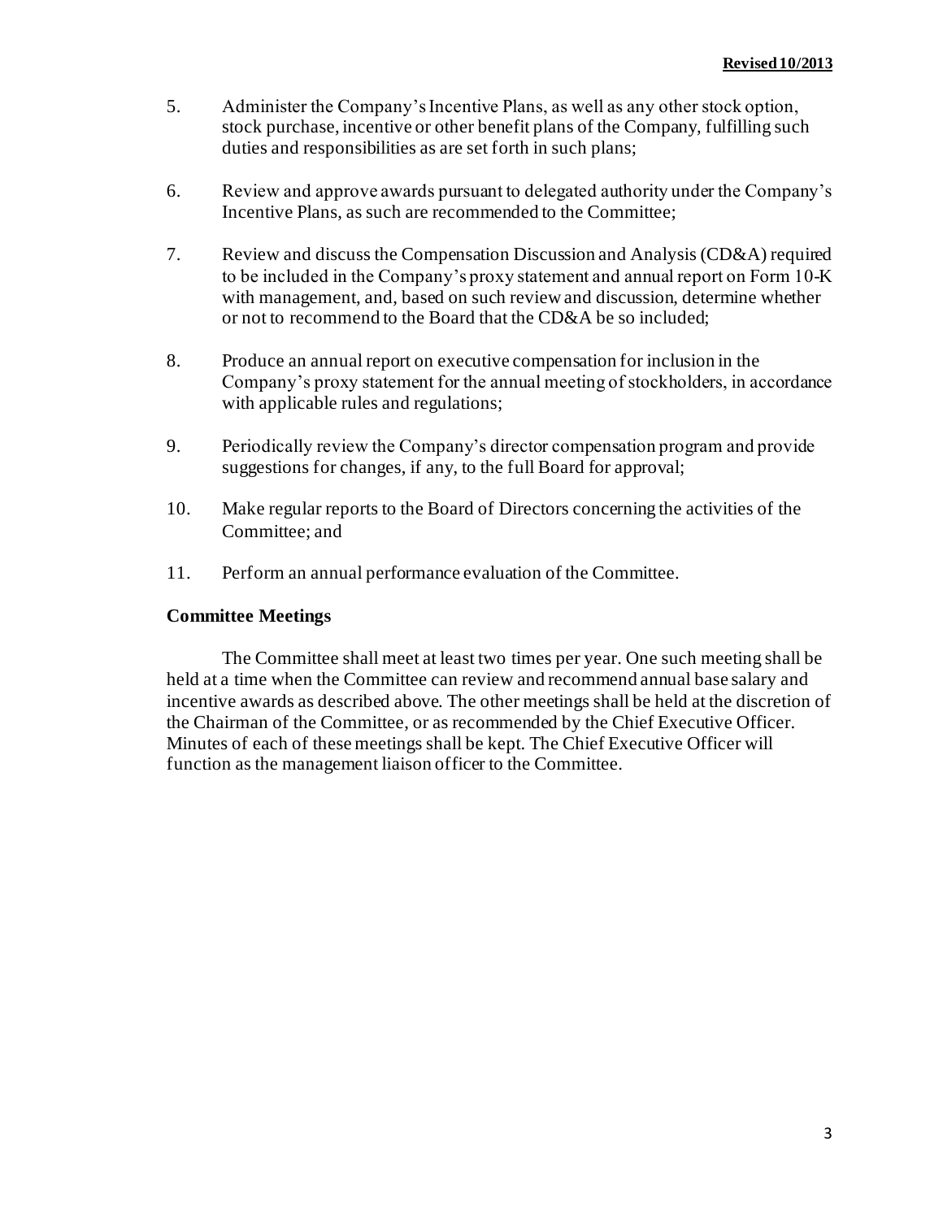**Revised 10/2013**

5. Administer the Company's Incentive Plans, as well as any other stock option, stock purchase, incentive or other benefit plans of the Company, fulfilling such duties and responsibilities as are set forth in such plans;

6. Review and approve awards pursuant to delegated authority under the Company's Incentive Plans, as such are recommended to the Committee;

7. Review and discuss the Compensation Discussion and Analysis (CD&A) required to be included in the Company's proxy statement and annual report on Form 10-K with management, and, based on such review and discussion, determine whether or not to recommend to the Board that the CD&A be so included;

8. Produce an annual report on executive compensation for inclusion in the Company's proxy statement for the annual meeting of stockholders, in accordance with applicable rules and regulations;

9. Periodically review the Company's director compensation program and provide suggestions for changes, if any, to the full Board for approval;

10. Make regular reports to the Board of Directors concerning the activities of the Committee; and

11. Perform an annual performance evaluation of the Committee.

### Committee Meetings

The Committee shall meet at least two times per year. One such meeting shall be held at a time when the Committee can review and recommend annual base salary and incentive awards as described above. The other meetings shall be held at the discretion of the Chairman of the Committee, or as recommended by the Chief Executive Officer. Minutes of each of these meetings shall be kept. The Chief Executive Officer will function as the management liaison officer to the Committee.